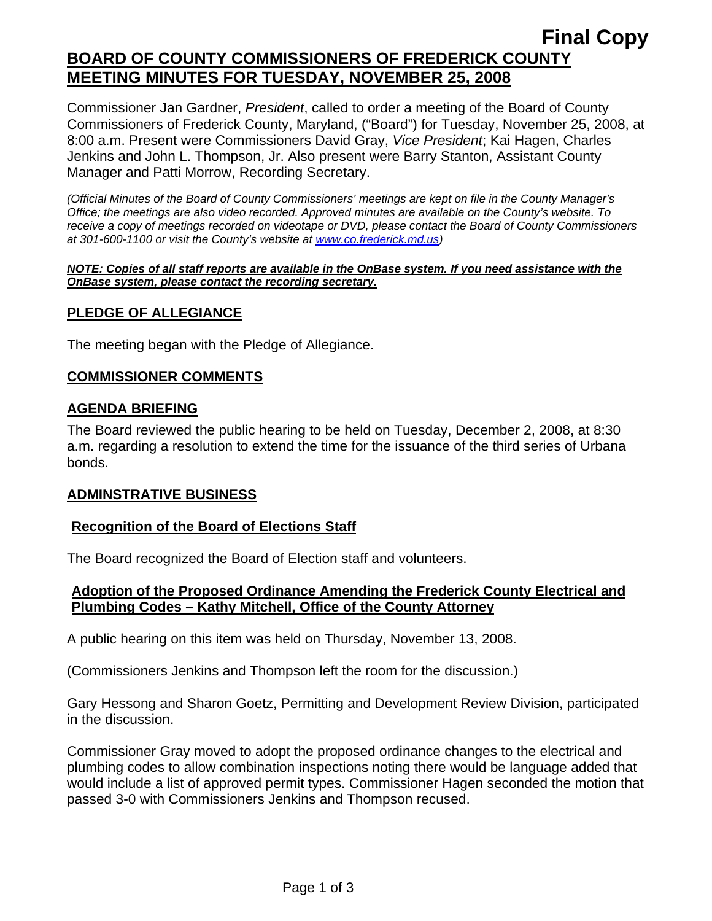**Final Copy**

# BOARD OF COUNTY COMMISSIONERS OF FREDERICK COUNTY MEETING MINUTES FOR TUESDAY, NOVEMBER 25, 2008

Commissioner Jan Gardner, *President*, called to order a meeting of the Board of County Commissioners of Frederick County, Maryland, ("Board") for Tuesday, November 25, 2008, at 8:00 a.m. Present were Commissioners David Gray, *Vice President*; Kai Hagen, Charles Jenkins and John L. Thompson, Jr. Also present were Barry Stanton, Assistant County Manager and Patti Morrow, Recording Secretary.

*(Official Minutes of the Board of County Commissioners' meetings are kept on file in the County Manager's Office; the meetings are also video recorded. Approved minutes are available on the County's website. To receive a copy of meetings recorded on videotape or DVD, please contact the Board of County Commissioners at 301-600-1100 or visit the County's website at www.co.frederick.md.us)*

***NOTE: Copies of all staff reports are available in the OnBase system. If you need assistance with the OnBase system, please contact the recording secretary.***

## PLEDGE OF ALLEGIANCE

The meeting began with the Pledge of Allegiance.

## COMMISSIONER COMMENTS

## AGENDA BRIEFING

The Board reviewed the public hearing to be held on Tuesday, December 2, 2008, at 8:30 a.m. regarding a resolution to extend the time for the issuance of the third series of Urbana bonds.

## ADMINSTRATIVE BUSINESS

### Recognition of the Board of Elections Staff

The Board recognized the Board of Election staff and volunteers.

### Adoption of the Proposed Ordinance Amending the Frederick County Electrical and Plumbing Codes – Kathy Mitchell, Office of the County Attorney

A public hearing on this item was held on Thursday, November 13, 2008.

(Commissioners Jenkins and Thompson left the room for the discussion.)

Gary Hessong and Sharon Goetz, Permitting and Development Review Division, participated in the discussion.

Commissioner Gray moved to adopt the proposed ordinance changes to the electrical and plumbing codes to allow combination inspections noting there would be language added that would include a list of approved permit types. Commissioner Hagen seconded the motion that passed 3-0 with Commissioners Jenkins and Thompson recused.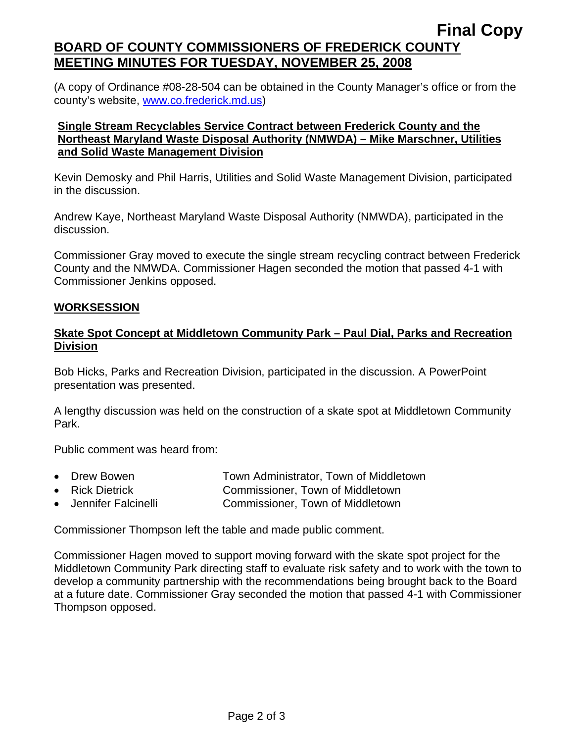**Final Copy**

# BOARD OF COUNTY COMMISSIONERS OF FREDERICK COUNTY MEETING MINUTES FOR TUESDAY, NOVEMBER 25, 2008

(A copy of Ordinance #08-28-504 can be obtained in the County Manager's office or from the county's website, www.co.frederick.md.us)

### Single Stream Recyclables Service Contract between Frederick County and the Northeast Maryland Waste Disposal Authority (NMWDA) – Mike Marschner, Utilities and Solid Waste Management Division

Kevin Demosky and Phil Harris, Utilities and Solid Waste Management Division, participated in the discussion.

Andrew Kaye, Northeast Maryland Waste Disposal Authority (NMWDA), participated in the discussion.

Commissioner Gray moved to execute the single stream recycling contract between Frederick County and the NMWDA. Commissioner Hagen seconded the motion that passed 4-1 with Commissioner Jenkins opposed.

## WORKSESSION

### Skate Spot Concept at Middletown Community Park – Paul Dial, Parks and Recreation Division

Bob Hicks, Parks and Recreation Division, participated in the discussion. A PowerPoint presentation was presented.

A lengthy discussion was held on the construction of a skate spot at Middletown Community Park.

Public comment was heard from:

- Drew Bowen — Town Administrator, Town of Middletown
- Rick Dietrick — Commissioner, Town of Middletown
- Jennifer Falcinelli — Commissioner, Town of Middletown

Commissioner Thompson left the table and made public comment.

Commissioner Hagen moved to support moving forward with the skate spot project for the Middletown Community Park directing staff to evaluate risk safety and to work with the town to develop a community partnership with the recommendations being brought back to the Board at a future date. Commissioner Gray seconded the motion that passed 4-1 with Commissioner Thompson opposed.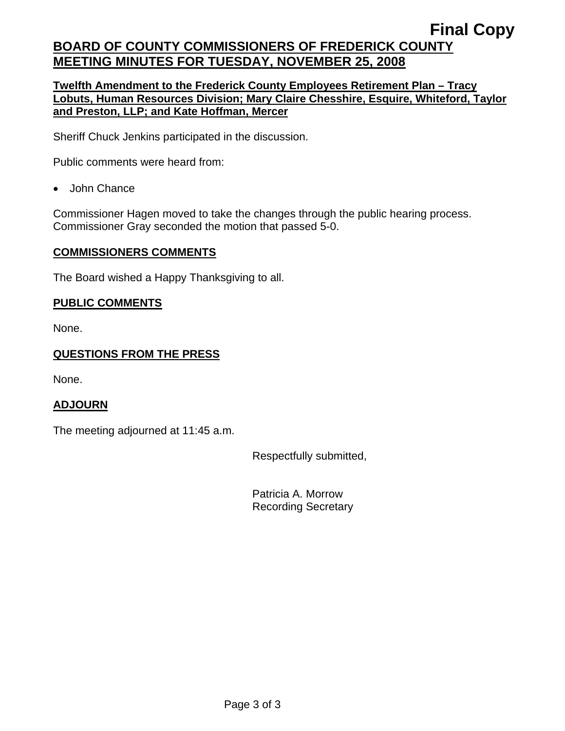**Final Copy**

# BOARD OF COUNTY COMMISSIONERS OF FREDERICK COUNTY MEETING MINUTES FOR TUESDAY, NOVEMBER 25, 2008

## Twelfth Amendment to the Frederick County Employees Retirement Plan – Tracy Lobuts, Human Resources Division; Mary Claire Chesshire, Esquire, Whiteford, Taylor and Preston, LLP; and Kate Hoffman, Mercer

Sheriff Chuck Jenkins participated in the discussion.

Public comments were heard from:

- John Chance

Commissioner Hagen moved to take the changes through the public hearing process. Commissioner Gray seconded the motion that passed 5-0.

## COMMISSIONERS COMMENTS

The Board wished a Happy Thanksgiving to all.

## PUBLIC COMMENTS

None.

## QUESTIONS FROM THE PRESS

None.

## ADJOURN

The meeting adjourned at 11:45 a.m.

Respectfully submitted,

Patricia A. Morrow
Recording Secretary